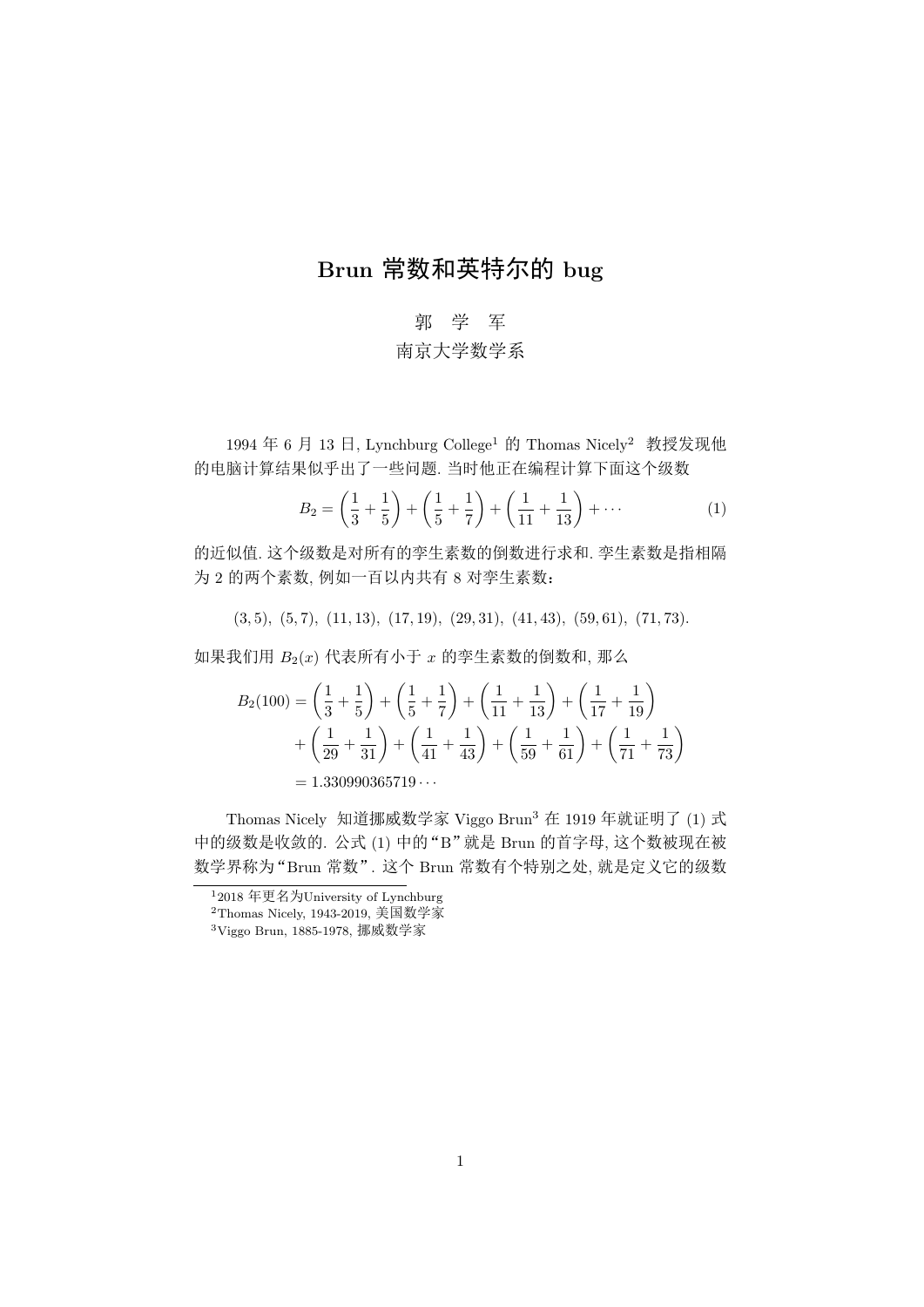# Brun 常数和英特尔的 bug

郭　学　军

南京大学数学系

1994 年 6 月 13 日, Lynchburg College[1] 的 Thomas Nicely[2] 教授发现他的电脑计算结果似乎出了一些问题. 当时他正在编程计算下面这个级数

$$B_2 = \left(\frac{1}{3} + \frac{1}{5}\right) + \left(\frac{1}{5} + \frac{1}{7}\right) + \left(\frac{1}{11} + \frac{1}{13}\right) + \cdots \tag{1}$$

的近似值. 这个级数是对所有的孪生素数的倒数进行求和. 孪生素数是指相隔为 2 的两个素数, 例如一百以内共有 8 对孪生素数：

$$(3,5),\ (5,7),\ (11,13),\ (17,19),\ (29,31),\ (41,43),\ (59,61),\ (71,73).$$

如果我们用 $B_2(x)$ 代表所有小于 $x$ 的孪生素数的倒数和, 那么

$$\begin{aligned}
B_2(100) &= \left(\frac{1}{3} + \frac{1}{5}\right) + \left(\frac{1}{5} + \frac{1}{7}\right) + \left(\frac{1}{11} + \frac{1}{13}\right) + \left(\frac{1}{17} + \frac{1}{19}\right) \\
&\quad + \left(\frac{1}{29} + \frac{1}{31}\right) + \left(\frac{1}{41} + \frac{1}{43}\right) + \left(\frac{1}{59} + \frac{1}{61}\right) + \left(\frac{1}{71} + \frac{1}{73}\right) \\
&= 1.330990365719\cdots
\end{aligned}$$

Thomas Nicely 知道挪威数学家 Viggo Brun[3] 在 1919 年就证明了 (1) 式中的级数是收敛的. 公式 (1) 中的“B”就是 Brun 的首字母, 这个数被现在被数学界称为“Brun 常数”. 这个 Brun 常数有个特别之处, 就是定义它的级数

---

[1] 2018 年更名为University of Lynchburg

[2] Thomas Nicely, 1943-2019, 美国数学家

[3] Viggo Brun, 1885-1978, 挪威数学家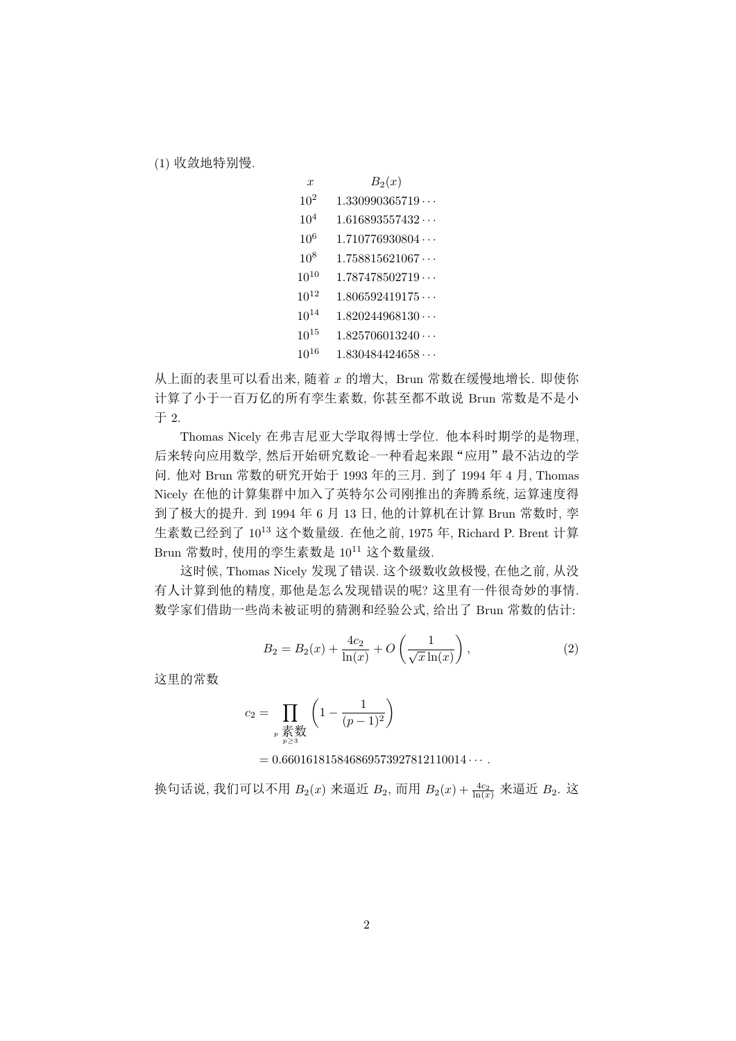(1) 收敛地特别慢.

| $x$ | $B_2(x)$ |
|---|---|
| $10^2$ | $1.330990365719\cdots$ |
| $10^4$ | $1.616893557432\cdots$ |
| $10^6$ | $1.710776930804\cdots$ |
| $10^8$ | $1.758815621067\cdots$ |
| $10^{10}$ | $1.787478502719\cdots$ |
| $10^{12}$ | $1.806592419175\cdots$ |
| $10^{14}$ | $1.820244968130\cdots$ |
| $10^{15}$ | $1.825706013240\cdots$ |
| $10^{16}$ | $1.830484424658\cdots$ |

从上面的表里可以看出来, 随着 $x$ 的增大, Brun 常数在缓慢地增长. 即使你计算了小于一百万亿的所有孪生素数, 你甚至都不敢说 Brun 常数是不是小于 2.

Thomas Nicely 在弗吉尼亚大学取得博士学位. 他本科时期学的是物理, 后来转向应用数学, 然后开始研究数论–一种看起来跟"应用"最不沾边的学问. 他对 Brun 常数的研究开始于 1993 年的三月. 到了 1994 年 4 月, Thomas Nicely 在他的计算集群中加入了英特尔公司刚推出的奔腾系统, 运算速度得到了极大的提升. 到 1994 年 6 月 13 日, 他的计算机在计算 Brun 常数时, 孪生素数已经到了 $10^{13}$ 这个数量级. 在他之前, 1975 年, Richard P. Brent 计算 Brun 常数时, 使用的孪生素数是 $10^{11}$ 这个数量级.

这时候, Thomas Nicely 发现了错误. 这个级数收敛极慢, 在他之前, 从没有人计算到他的精度, 那他是怎么发现错误的呢? 这里有一件很奇妙的事情. 数学家们借助一些尚未被证明的猜测和经验公式, 给出了 Brun 常数的估计:

$$B_2 = B_2(x) + \frac{4c_2}{\ln(x)} + O\left(\frac{1}{\sqrt{x}\ln(x)}\right), \tag{2}$$

这里的常数

$$\begin{aligned} c_2 &= \prod_{\substack{p \text{ 素数} \\ p \geq 3}} \left(1 - \frac{1}{(p-1)^2}\right) \\ &= 0.6601618158468695739278121100 14\cdots. \end{aligned}$$

换句话说, 我们可以不用 $B_2(x)$ 来逼近 $B_2$, 而用 $B_2(x) + \frac{4c_2}{\ln(x)}$ 来逼近 $B_2$. 这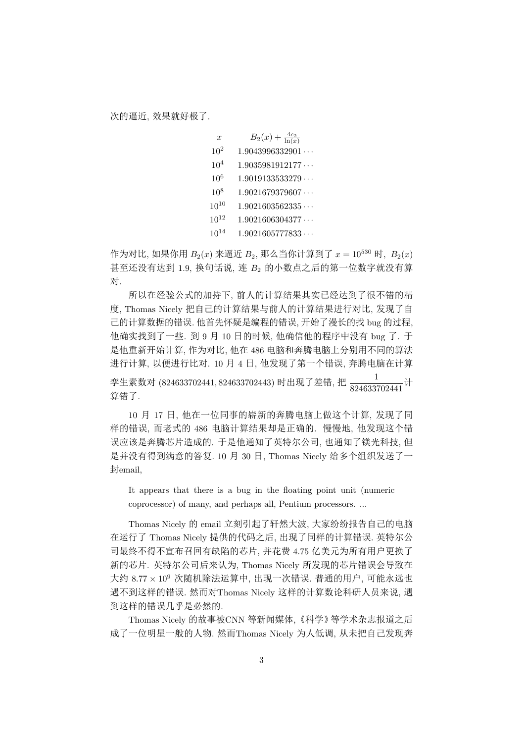次的逼近, 效果就好极了.

| $x$ | $B_2(x)+\frac{4c_2}{\ln(x)}$ |
|---|---|
| $10^2$ | $1.9043996332901\cdots$ |
| $10^4$ | $1.9035981912177\cdots$ |
| $10^6$ | $1.9019133533279\cdots$ |
| $10^8$ | $1.9021679379607\cdots$ |
| $10^{10}$ | $1.9021603562335\cdots$ |
| $10^{12}$ | $1.9021606304377\cdots$ |
| $10^{14}$ | $1.9021605777833\cdots$ |

作为对比, 如果你用 $B_2(x)$ 来逼近 $B_2$, 那么当你计算到了 $x=10^{530}$ 时, $B_2(x)$ 甚至还没有达到 1.9, 换句话说, 连 $B_2$ 的小数点之后的第一位数字就没有算对.

所以在经验公式的加持下, 前人的计算结果其实已经达到了很不错的精度, Thomas Nicely 把自己的计算结果与前人的计算结果进行对比, 发现了自己的计算数据的错误. 他首先怀疑是编程的错误, 开始了漫长的找 bug 的过程, 他确实找到了一些. 到 9 月 10 日的时候, 他确信他的程序中没有 bug 了. 于是他重新开始计算, 作为对比, 他在 486 电脑和奔腾电脑上分别用不同的算法进行计算, 以便进行比对. 10 月 4 日, 他发现了第一个错误, 奔腾电脑在计算孪生素数对 $(824633702441, 824633702443)$ 时出现了差错, 把 $\frac{1}{824633702441}$ 计算错了.

10 月 17 日, 他在一位同事的崭新的奔腾电脑上做这个计算, 发现了同样的错误, 而老式的 486 电脑计算结果却是正确的. 慢慢地, 他发现这个错误应该是奔腾芯片造成的. 于是他通知了英特尔公司, 也通知了镁光科技, 但是并没有得到满意的答复. 10 月 30 日, Thomas Nicely 给多个组织发送了一封email,

> It appears that there is a bug in the floating point unit (numeric coprocessor) of many, and perhaps all, Pentium processors. ...

Thomas Nicely 的 email 立刻引起了轩然大波, 大家纷纷报告自己的电脑在运行了 Thomas Nicely 提供的代码之后, 出现了同样的计算错误. 英特尔公司最终不得不宣布召回有缺陷的芯片, 并花费 4.75 亿美元为所有用户更换了新的芯片. 英特尔公司后来认为, Thomas Nicely 所发现的芯片错误会导致在大约 $8.77\times 10^9$ 次随机除法运算中, 出现一次错误. 普通的用户, 可能永远也遇不到这样的错误. 然而对Thomas Nicely 这样的计算数论科研人员来说, 遇到这样的错误几乎是必然的.

Thomas Nicely 的故事被CNN 等新闻媒体,《科学》等学术杂志报道之后成了一位明星一般的人物. 然而Thomas Nicely 为人低调, 从未把自己发现奔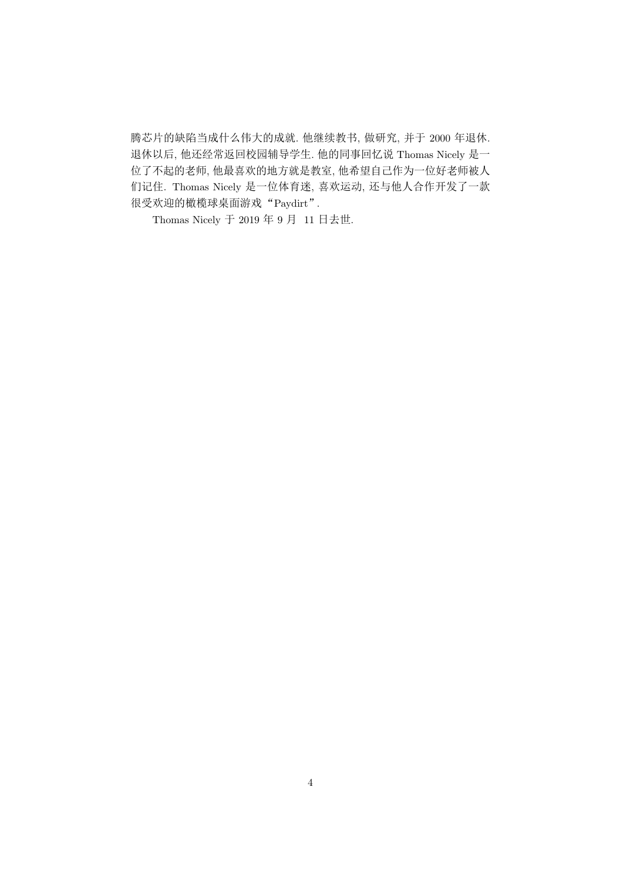腾芯片的缺陷当成什么伟大的成就. 他继续教书, 做研究, 并于 2000 年退休. 退休以后, 他还经常返回校园辅导学生. 他的同事回忆说 Thomas Nicely 是一位了不起的老师, 他最喜欢的地方就是教室, 他希望自己作为一位好老师被人们记住. Thomas Nicely 是一位体育迷, 喜欢运动, 还与他人合作开发了一款很受欢迎的橄榄球桌面游戏“Paydirt”.

Thomas Nicely 于 2019 年 9 月 11 日去世.